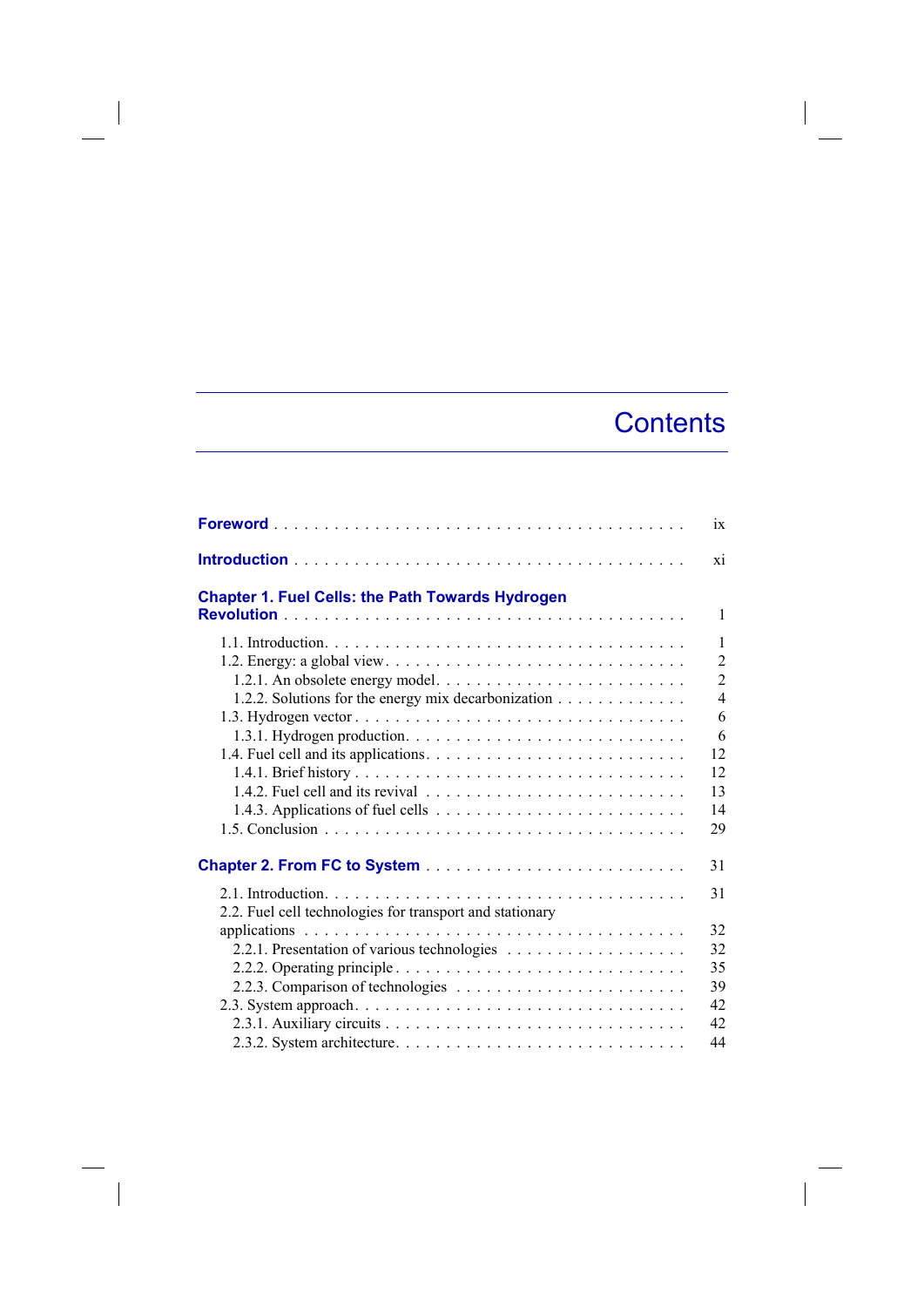# Contents

**Foreword** . . . . . . . . . . . . . . . . . . . . . . . . . . . . . . . . . . . . . . . ix

**Introduction** . . . . . . . . . . . . . . . . . . . . . . . . . . . . . . . . . . . . . . . xi

**Chapter 1. Fuel Cells: the Path Towards Hydrogen Revolution** . . . . . . . . . . . . . . . . . . . . . . . . . . . . . . . . . . . . . . . 1

- 1.1. Introduction. . . . . . . . . . . . . . . . . . . . . . . . . . . . . . . . . . . 1
- 1.2. Energy: a global view. . . . . . . . . . . . . . . . . . . . . . . . . . . . . . 2
  - 1.2.1. An obsolete energy model. . . . . . . . . . . . . . . . . . . . . . . . 2
  - 1.2.2. Solutions for the energy mix decarbonization . . . . . . . . . . . . 4
- 1.3. Hydrogen vector . . . . . . . . . . . . . . . . . . . . . . . . . . . . . . . 6
  - 1.3.1. Hydrogen production. . . . . . . . . . . . . . . . . . . . . . . . . . 6
- 1.4. Fuel cell and its applications. . . . . . . . . . . . . . . . . . . . . . . . 12
  - 1.4.1. Brief history . . . . . . . . . . . . . . . . . . . . . . . . . . . . . . 12
  - 1.4.2. Fuel cell and its revival . . . . . . . . . . . . . . . . . . . . . . . . 13
  - 1.4.3. Applications of fuel cells . . . . . . . . . . . . . . . . . . . . . . . 14
- 1.5. Conclusion . . . . . . . . . . . . . . . . . . . . . . . . . . . . . . . . . 29

**Chapter 2. From FC to System** . . . . . . . . . . . . . . . . . . . . . . . . . 31

- 2.1. Introduction. . . . . . . . . . . . . . . . . . . . . . . . . . . . . . . . . . 31
- 2.2. Fuel cell technologies for transport and stationary applications . . . . . . . . . . . . . . . . . . . . . . . . . . . . . . . . . . . . . . 32
  - 2.2.1. Presentation of various technologies . . . . . . . . . . . . . . . . . 32
  - 2.2.2. Operating principle . . . . . . . . . . . . . . . . . . . . . . . . . . . 35
  - 2.2.3. Comparison of technologies . . . . . . . . . . . . . . . . . . . . . . 39
- 2.3. System approach. . . . . . . . . . . . . . . . . . . . . . . . . . . . . . . 42
  - 2.3.1. Auxiliary circuits . . . . . . . . . . . . . . . . . . . . . . . . . . . . 42
  - 2.3.2. System architecture. . . . . . . . . . . . . . . . . . . . . . . . . . . 44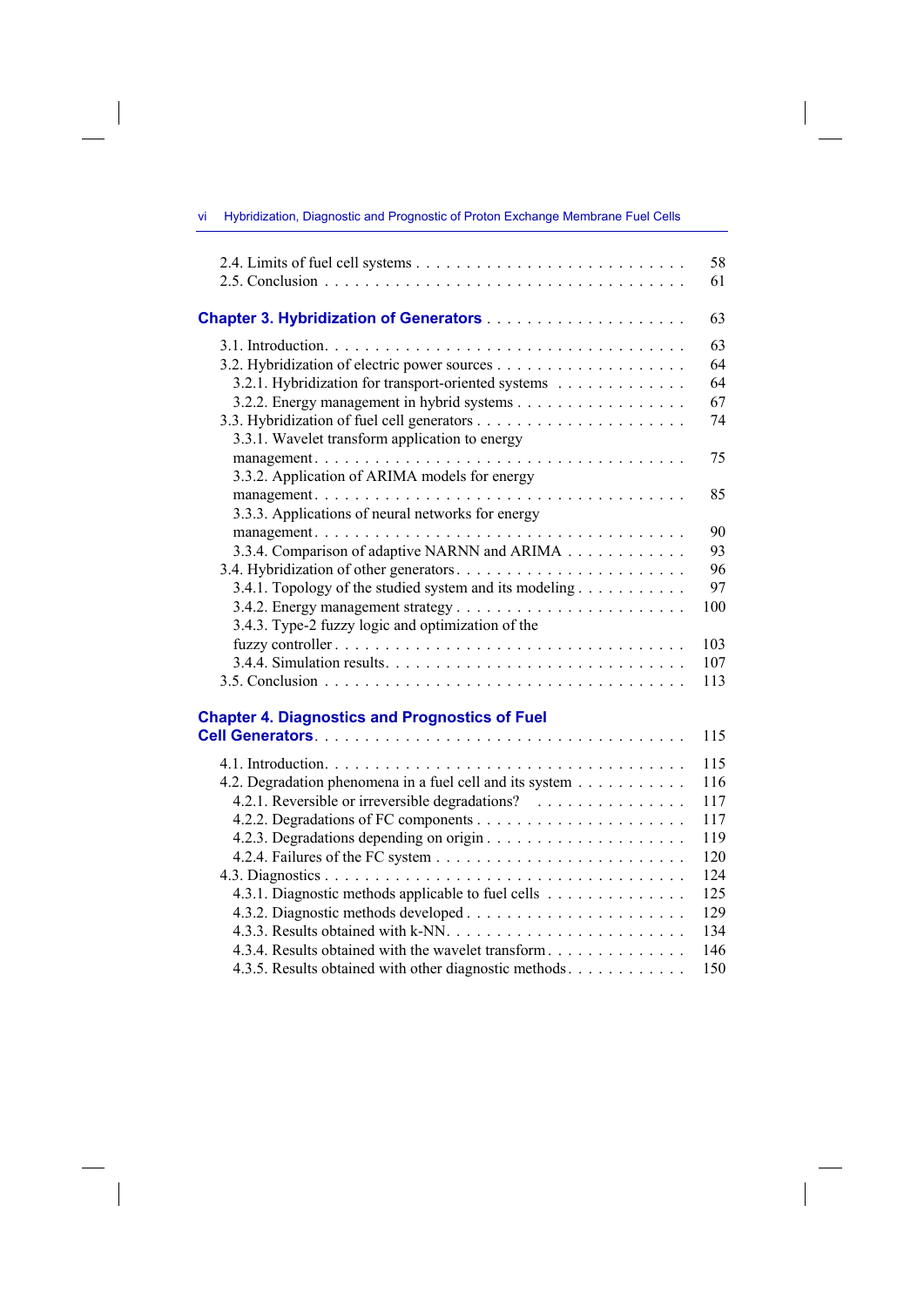2.4. Limits of fuel cell systems . . . . . . . . . . . . . . . . . . . . . . . . . . 58
2.5. Conclusion . . . . . . . . . . . . . . . . . . . . . . . . . . . . . . . . . . 61

**Chapter 3. Hybridization of Generators** . . . . . . . . . . . . . . . . . . . . 63

3.1. Introduction . . . . . . . . . . . . . . . . . . . . . . . . . . . . . . . . . 63
3.2. Hybridization of electric power sources . . . . . . . . . . . . . . . . . . . 64
3.2.1. Hybridization for transport-oriented systems . . . . . . . . . . . . . 64
3.2.2. Energy management in hybrid systems . . . . . . . . . . . . . . . . . 67
3.3. Hybridization of fuel cell generators . . . . . . . . . . . . . . . . . . . . . 74
3.3.1. Wavelet transform application to energy management . . . . . . . . . . 75
3.3.2. Application of ARIMA models for energy management . . . . . . . . . . 85
3.3.3. Applications of neural networks for energy management . . . . . . . . . 90
3.3.4. Comparison of adaptive NARNN and ARIMA . . . . . . . . . . . . . 93
3.4. Hybridization of other generators . . . . . . . . . . . . . . . . . . . . . . 96
3.4.1. Topology of the studied system and its modeling . . . . . . . . . . . 97
3.4.2. Energy management strategy . . . . . . . . . . . . . . . . . . . . . 100
3.4.3. Type-2 fuzzy logic and optimization of the fuzzy controller . . . . . . . 103
3.4.4. Simulation results . . . . . . . . . . . . . . . . . . . . . . . . . . . 107
3.5. Conclusion . . . . . . . . . . . . . . . . . . . . . . . . . . . . . . . . . . 113

**Chapter 4. Diagnostics and Prognostics of Fuel Cell Generators** . . . . . . . . 115

4.1. Introduction . . . . . . . . . . . . . . . . . . . . . . . . . . . . . . . . . 115
4.2. Degradation phenomena in a fuel cell and its system . . . . . . . . . . . 116
4.2.1. Reversible or irreversible degradations? . . . . . . . . . . . . . . . 117
4.2.2. Degradations of FC components . . . . . . . . . . . . . . . . . . . . 117
4.2.3. Degradations depending on origin . . . . . . . . . . . . . . . . . . . 119
4.2.4. Failures of the FC system . . . . . . . . . . . . . . . . . . . . . . . 120
4.3. Diagnostics . . . . . . . . . . . . . . . . . . . . . . . . . . . . . . . . . . 124
4.3.1. Diagnostic methods applicable to fuel cells . . . . . . . . . . . . . . 125
4.3.2. Diagnostic methods developed . . . . . . . . . . . . . . . . . . . . . 129
4.3.3. Results obtained with k-NN . . . . . . . . . . . . . . . . . . . . . . 134
4.3.4. Results obtained with the wavelet transform . . . . . . . . . . . . . . 146
4.3.5. Results obtained with other diagnostic methods . . . . . . . . . . . . 150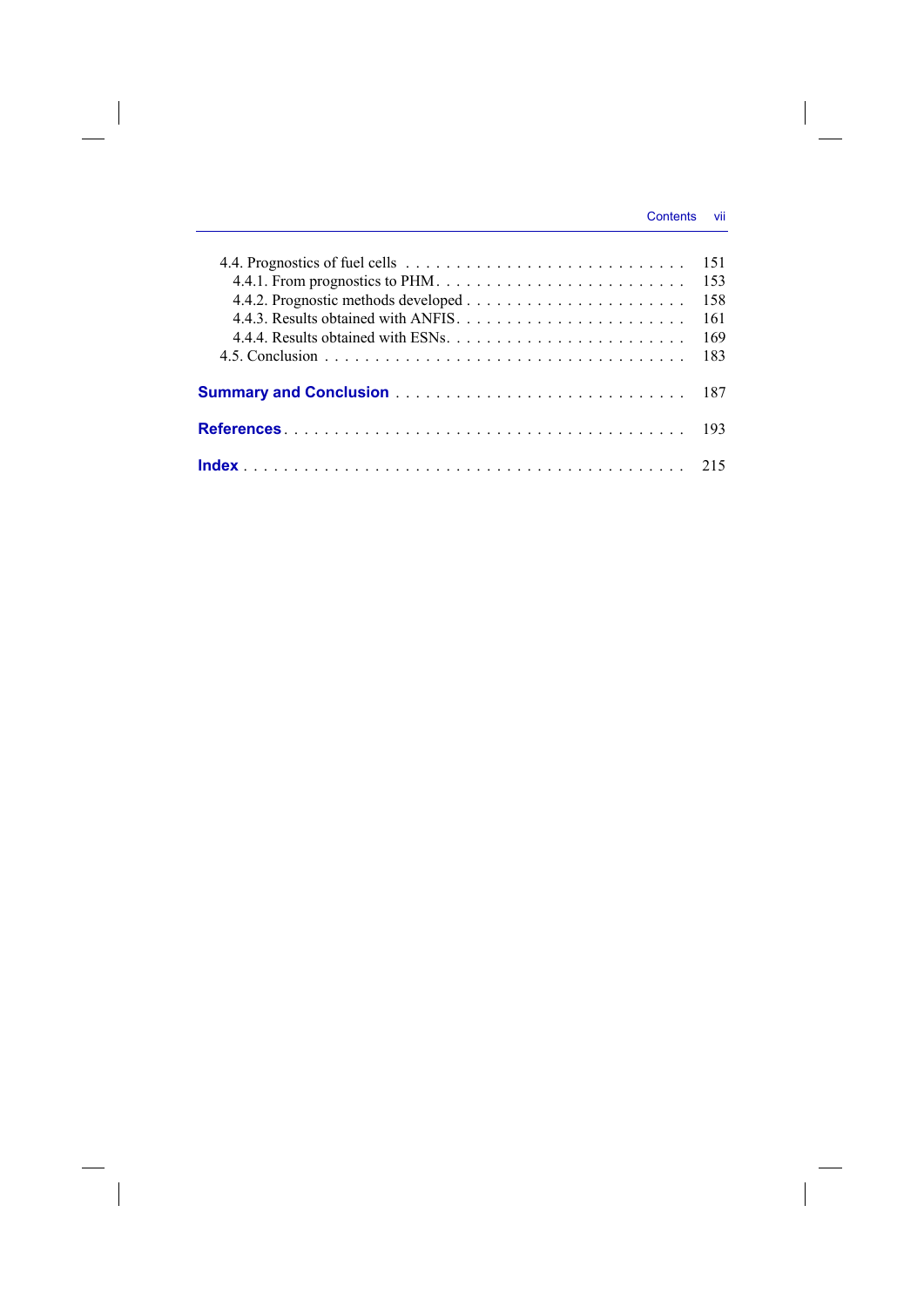4.4. Prognostics of fuel cells . . . . . . . . . . . . . . . . . . . . . . . . . . . . 151
4.4.1. From prognostics to PHM . . . . . . . . . . . . . . . . . . . . . . . . . 153
4.4.2. Prognostic methods developed . . . . . . . . . . . . . . . . . . . . . . 158
4.4.3. Results obtained with ANFIS . . . . . . . . . . . . . . . . . . . . . . . 161
4.4.4. Results obtained with ESNs . . . . . . . . . . . . . . . . . . . . . . . . 169
4.5. Conclusion . . . . . . . . . . . . . . . . . . . . . . . . . . . . . . . . . . 183

**Summary and Conclusion** . . . . . . . . . . . . . . . . . . . . . . . . . . . . 187

**References** . . . . . . . . . . . . . . . . . . . . . . . . . . . . . . . . . . . . 193

**Index** . . . . . . . . . . . . . . . . . . . . . . . . . . . . . . . . . . . . . . . 215